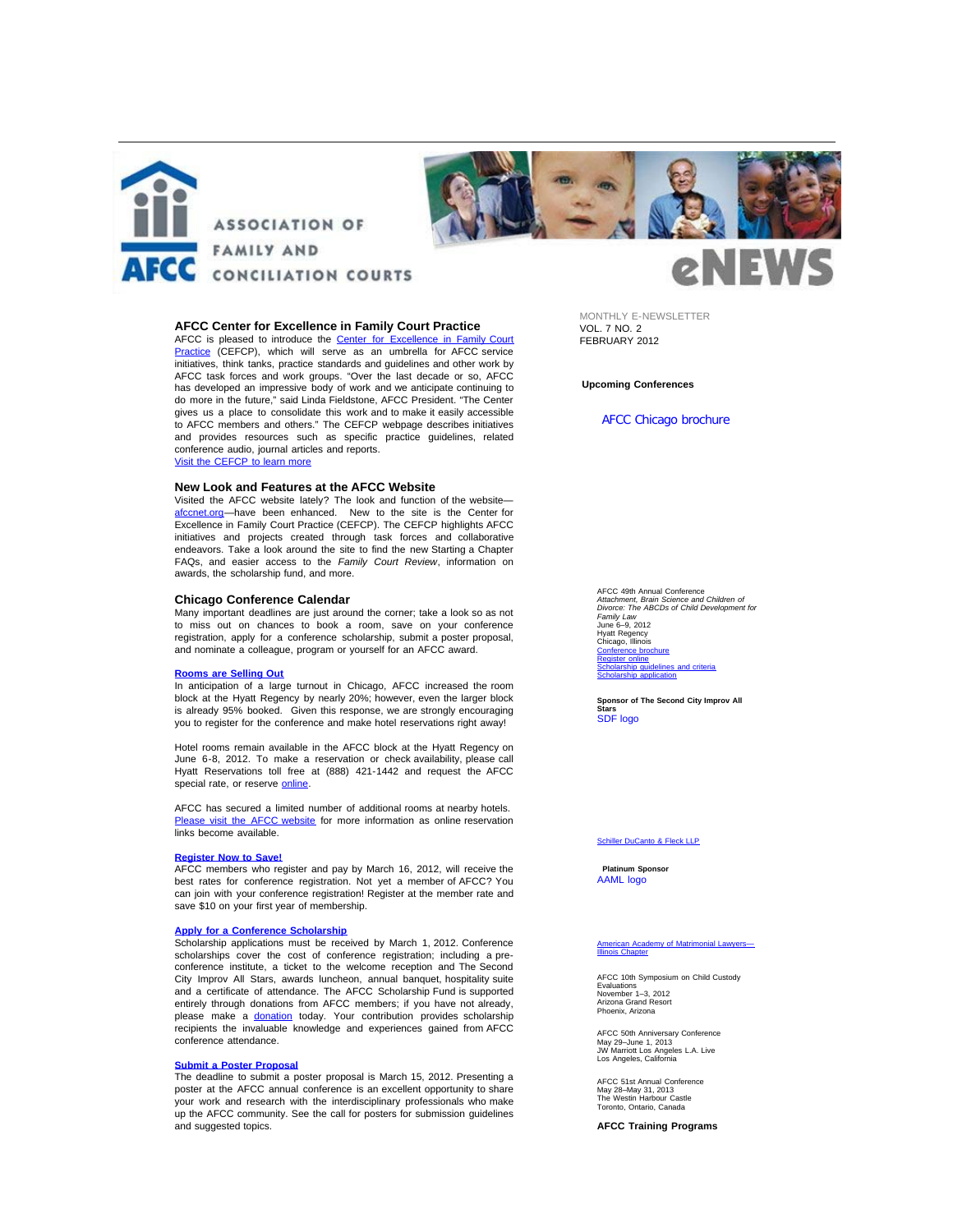ASSOCIATION OF FAMILY AND CONCILIATION COURTS

AFCC

eNEWS

MONTHLY E-NEWSLETTER
VOL. 7 NO. 2
FEBRUARY 2012

## AFCC Center for Excellence in Family Court Practice

AFCC is pleased to introduce the Center for Excellence in Family Court Practice (CEFCP), which will serve as an umbrella for AFCC service initiatives, think tanks, practice standards and guidelines and other work by AFCC task forces and work groups. "Over the last decade or so, AFCC has developed an impressive body of work and we anticipate continuing to do more in the future," said Linda Fieldstone, AFCC President. "The Center gives us a place to consolidate this work and to make it easily accessible to AFCC members and others." The CEFCP webpage describes initiatives and provides resources such as specific practice guidelines, related conference audio, journal articles and reports.
Visit the CEFCP to learn more

## New Look and Features at the AFCC Website

Visited the AFCC website lately? The look and function of the website—afccnet.org—have been enhanced. New to the site is the Center for Excellence in Family Court Practice (CEFCP). The CEFCP highlights AFCC initiatives and projects created through task forces and collaborative endeavors. Take a look around the site to find the new Starting a Chapter FAQs, and easier access to the *Family Court Review*, information on awards, the scholarship fund, and more.

## Chicago Conference Calendar

Many important deadlines are just around the corner; take a look so as not to miss out on chances to book a room, save on your conference registration, apply for a conference scholarship, submit a poster proposal, and nominate a colleague, program or yourself for an AFCC award.

**Rooms are Selling Out**

In anticipation of a large turnout in Chicago, AFCC increased the room block at the Hyatt Regency by nearly 20%; however, even the larger block is already 95% booked. Given this response, we are strongly encouraging you to register for the conference and make hotel reservations right away!

Hotel rooms remain available in the AFCC block at the Hyatt Regency on June 6-8, 2012. To make a reservation or check availability, please call Hyatt Reservations toll free at (888) 421-1442 and request the AFCC special rate, or reserve online.

AFCC has secured a limited number of additional rooms at nearby hotels. Please visit the AFCC website for more information as online reservation links become available.

**Register Now to Save!**

AFCC members who register and pay by March 16, 2012, will receive the best rates for conference registration. Not yet a member of AFCC? You can join with your conference registration! Register at the member rate and save $10 on your first year of membership.

**Apply for a Conference Scholarship**

Scholarship applications must be received by March 1, 2012. Conference scholarships cover the cost of conference registration; including a pre-conference institute, a ticket to the welcome reception and The Second City Improv All Stars, awards luncheon, annual banquet, hospitality suite and a certificate of attendance. The AFCC Scholarship Fund is supported entirely through donations from AFCC members; if you have not already, please make a donation today. Your contribution provides scholarship recipients the invaluable knowledge and experiences gained from AFCC conference attendance.

**Submit a Poster Proposal**

The deadline to submit a poster proposal is March 15, 2012. Presenting a poster at the AFCC annual conference is an excellent opportunity to share your work and research with the interdisciplinary professionals who make up the AFCC community. See the call for posters for submission guidelines and suggested topics.

**Upcoming Conferences**

AFCC Chicago brochure

AFCC 49th Annual Conference
*Attachment, Brain Science and Children of Divorce: The ABCDs of Child Development for Family Law*
June 6–9, 2012
Hyatt Regency
Chicago, Illinois
Conference brochure
Register online
Scholarship guidelines and criteria
Scholarship application

**Sponsor of The Second City Improv All Stars**
SDF logo

Schiller DuCanto & Fleck LLP

**Platinum Sponsor**
AAML logo

American Academy of Matrimonial Lawyers—Illinois Chapter

AFCC 10th Symposium on Child Custody Evaluations
November 1–3, 2012
Arizona Grand Resort
Phoenix, Arizona

AFCC 50th Anniversary Conference
May 29–June 1, 2013
JW Marriott Los Angeles L.A. Live
Los Angeles, California

AFCC 51st Annual Conference
May 28–May 31, 2013
The Westin Harbour Castle
Toronto, Ontario, Canada

**AFCC Training Programs**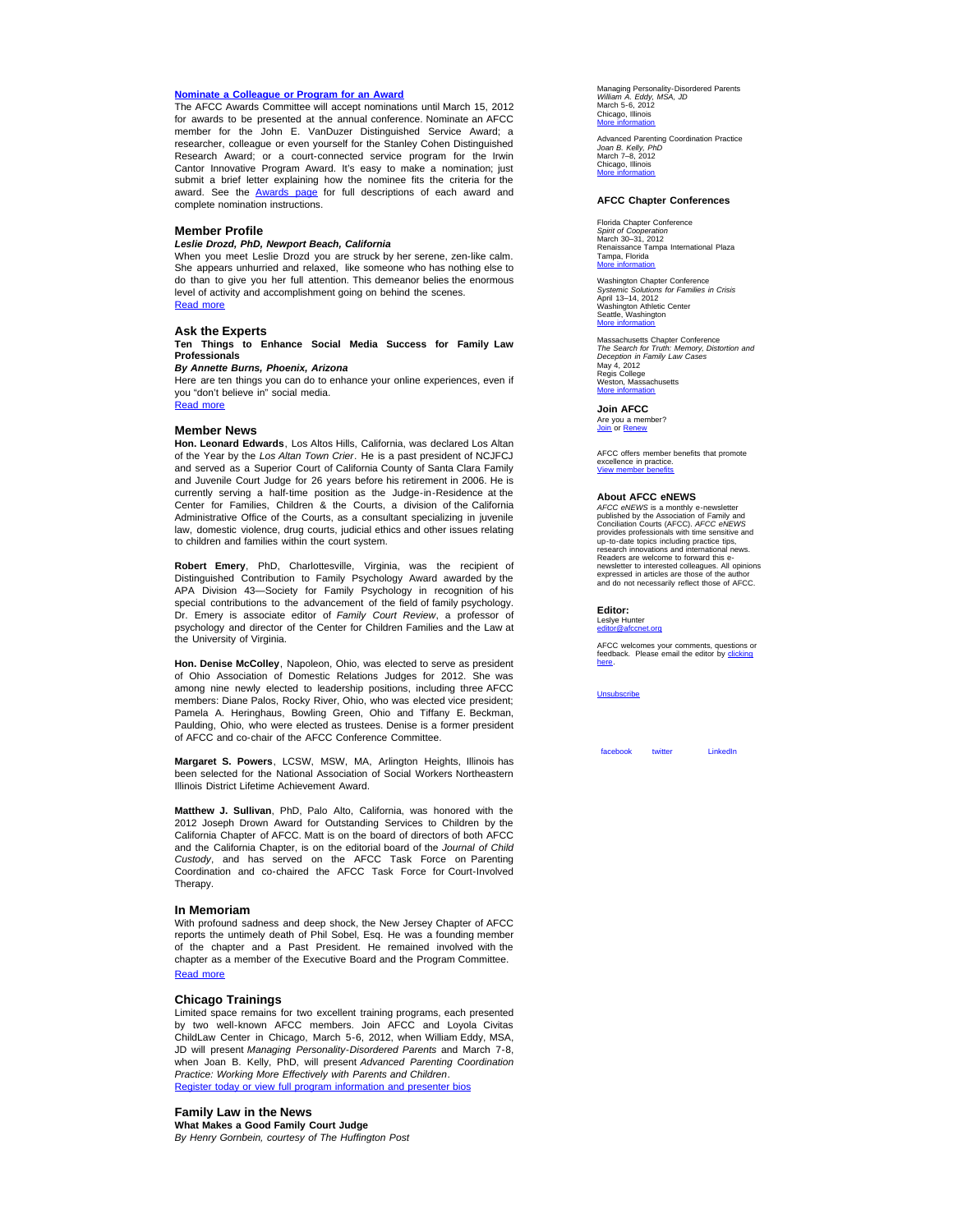**Nominate a Colleague or Program for an Award**

The AFCC Awards Committee will accept nominations until March 15, 2012 for awards to be presented at the annual conference. Nominate an AFCC member for the John E. VanDuzer Distinguished Service Award; a researcher, colleague or even yourself for the Stanley Cohen Distinguished Research Award; or a court-connected service program for the Irwin Cantor Innovative Program Award. It's easy to make a nomination; just submit a brief letter explaining how the nominee fits the criteria for the award. See the Awards page for full descriptions of each award and complete nomination instructions.

## Member Profile

***Leslie Drozd, PhD, Newport Beach, California***

When you meet Leslie Drozd you are struck by her serene, zen-like calm. She appears unhurried and relaxed, like someone who has nothing else to do than to give you her full attention. This demeanor belies the enormous level of activity and accomplishment going on behind the scenes.

Read more

## Ask the Experts

**Ten Things to Enhance Social Media Success for Family Law Professionals**

***By Annette Burns, Phoenix, Arizona***

Here are ten things you can do to enhance your online experiences, even if you "don't believe in" social media.

Read more

## Member News

**Hon. Leonard Edwards**, Los Altos Hills, California, was declared Los Altan of the Year by the *Los Altan Town Crier*. He is a past president of NCJFCJ and served as a Superior Court of California County of Santa Clara Family and Juvenile Court Judge for 26 years before his retirement in 2006. He is currently serving a half-time position as the Judge-in-Residence at the Center for Families, Children & the Courts, a division of the California Administrative Office of the Courts, as a consultant specializing in juvenile law, domestic violence, drug courts, judicial ethics and other issues relating to children and families within the court system.

**Robert Emery**, PhD, Charlottesville, Virginia, was the recipient of Distinguished Contribution to Family Psychology Award awarded by the APA Division 43—Society for Family Psychology in recognition of his special contributions to the advancement of the field of family psychology. Dr. Emery is associate editor of *Family Court Review*, a professor of psychology and director of the Center for Children Families and the Law at the University of Virginia.

**Hon. Denise McColley**, Napoleon, Ohio, was elected to serve as president of Ohio Association of Domestic Relations Judges for 2012. She was among nine newly elected to leadership positions, including three AFCC members: Diane Palos, Rocky River, Ohio, who was elected vice president; Pamela A. Heringhaus, Bowling Green, Ohio and Tiffany E. Beckman, Paulding, Ohio, who were elected as trustees. Denise is a former president of AFCC and co-chair of the AFCC Conference Committee.

**Margaret S. Powers**, LCSW, MSW, MA, Arlington Heights, Illinois has been selected for the National Association of Social Workers Northeastern Illinois District Lifetime Achievement Award.

**Matthew J. Sullivan**, PhD, Palo Alto, California, was honored with the 2012 Joseph Drown Award for Outstanding Services to Children by the California Chapter of AFCC. Matt is on the board of directors of both AFCC and the California Chapter, is on the editorial board of the *Journal of Child Custody*, and has served on the AFCC Task Force on Parenting Coordination and co-chaired the AFCC Task Force for Court-Involved Therapy.

## In Memoriam

With profound sadness and deep shock, the New Jersey Chapter of AFCC reports the untimely death of Phil Sobel, Esq. He was a founding member of the chapter and a Past President. He remained involved with the chapter as a member of the Executive Board and the Program Committee.

Read more

## Chicago Trainings

Limited space remains for two excellent training programs, each presented by two well-known AFCC members. Join AFCC and Loyola Civitas ChildLaw Center in Chicago, March 5-6, 2012, when William Eddy, MSA, JD will present *Managing Personality-Disordered Parents* and March 7-8, when Joan B. Kelly, PhD, will present *Advanced Parenting Coordination Practice: Working More Effectively with Parents and Children*.

Register today or view full program information and presenter bios

## Family Law in the News

**What Makes a Good Family Court Judge**

*By Henry Gornbein, courtesy of The Huffington Post*

Managing Personality-Disordered Parents
*William A. Eddy, MSA, JD*
March 5-6, 2012
Chicago, Illinois
More information

Advanced Parenting Coordination Practice
*Joan B. Kelly, PhD*
March 7–8, 2012
Chicago, Illinois
More information

### AFCC Chapter Conferences

Florida Chapter Conference
*Spirit of Cooperation*
March 30–31, 2012
Renaissance Tampa International Plaza
Tampa, Florida
More information

Washington Chapter Conference
*Systemic Solutions for Families in Crisis*
April 13–14, 2012
Washington Athletic Center
Seattle, Washington
More information

Massachusetts Chapter Conference
*The Search for Truth: Memory, Distortion and Deception in Family Law Cases*
May 4, 2012
Regis College
Weston, Massachusetts
More information

### Join AFCC

Are you a member?
Join or Renew

AFCC offers member benefits that promote excellence in practice.
View member benefits

### About AFCC eNEWS

*AFCC eNEWS* is a monthly e-newsletter published by the Association of Family and Conciliation Courts (AFCC). *AFCC eNEWS* provides professionals with time sensitive and up-to-date topics including practice tips, research innovations and international news. Readers are welcome to forward this e-newsletter to interested colleagues. All opinions expressed in articles are those of the author and do not necessarily reflect those of AFCC.

**Editor:**
Leslye Hunter
editor@afccnet.org

AFCC welcomes your comments, questions or feedback. Please email the editor by clicking here.

Unsubscribe

facebook twitter LinkedIn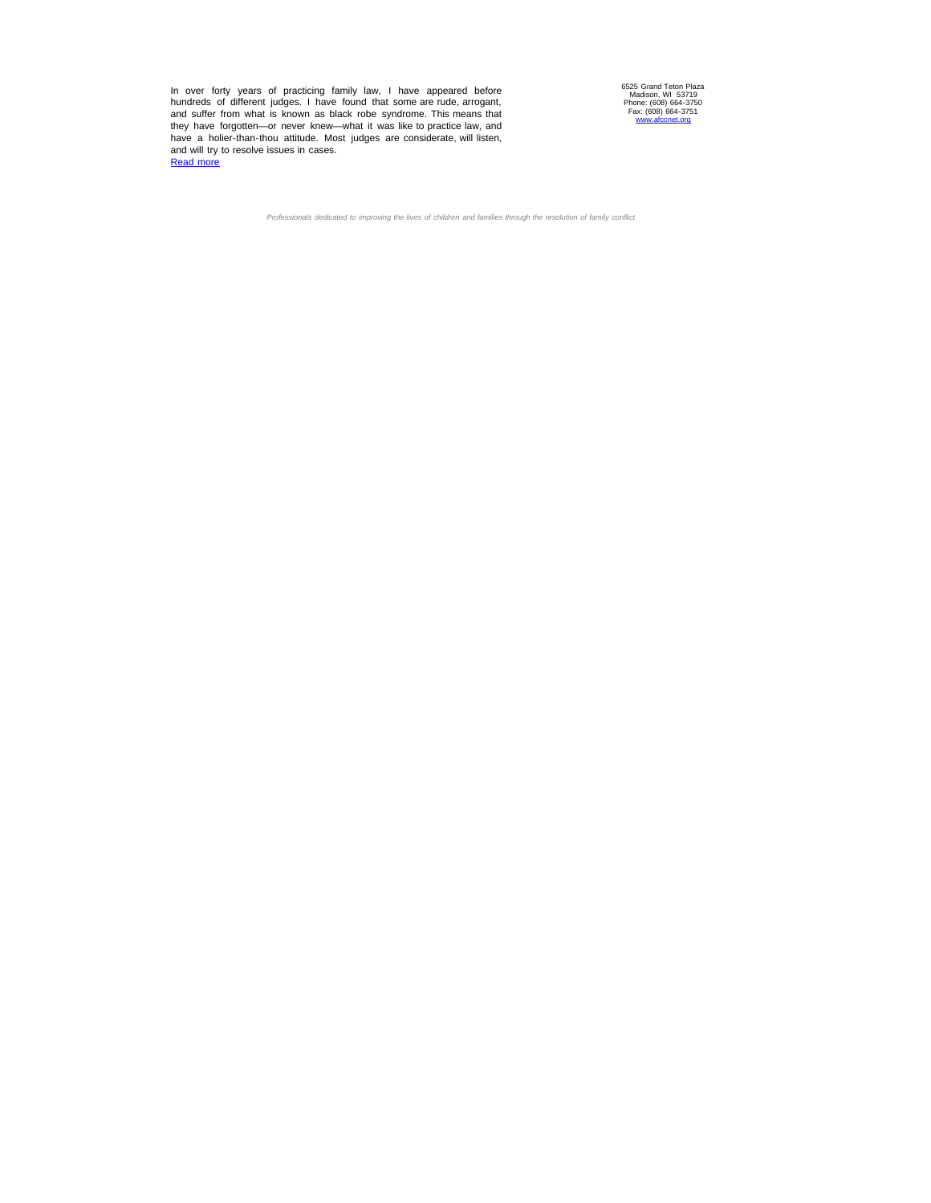In over forty years of practicing family law, I have appeared before hundreds of different judges. I have found that some are rude, arrogant, and suffer from what is known as black robe syndrome. This means that they have forgotten—or never knew—what it was like to practice law, and have a holier-than-thou attitude. Most judges are considerate, will listen, and will try to resolve issues in cases.
[Read more]

6525 Grand Teton Plaza
Madison, WI 53719
Phone: (608) 664-3750
Fax: (608) 664-3751
www.afccnet.org

*Professionals dedicated to improving the lives of children and families through the resolution of family conflict*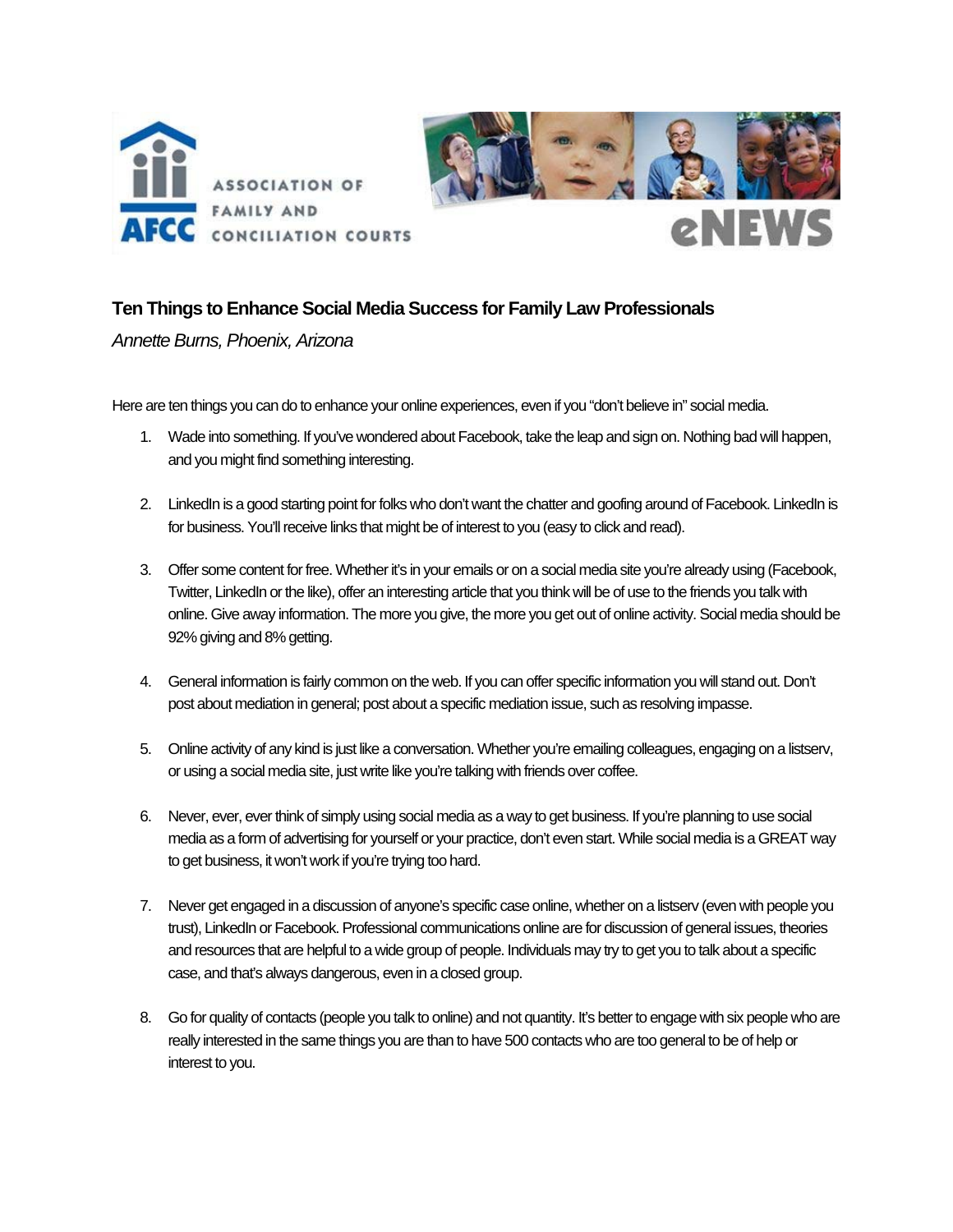# Ten Things to Enhance Social Media Success for Family Law Professionals

*Annette Burns, Phoenix, Arizona*

Here are ten things you can do to enhance your online experiences, even if you "don't believe in" social media.

1. Wade into something. If you've wondered about Facebook, take the leap and sign on. Nothing bad will happen, and you might find something interesting.

2. LinkedIn is a good starting point for folks who don't want the chatter and goofing around of Facebook. LinkedIn is for business. You'll receive links that might be of interest to you (easy to click and read).

3. Offer some content for free. Whether it's in your emails or on a social media site you're already using (Facebook, Twitter, LinkedIn or the like), offer an interesting article that you think will be of use to the friends you talk with online. Give away information. The more you give, the more you get out of online activity. Social media should be 92% giving and 8% getting.

4. General information is fairly common on the web. If you can offer specific information you will stand out. Don't post about mediation in general; post about a specific mediation issue, such as resolving impasse.

5. Online activity of any kind is just like a conversation. Whether you're emailing colleagues, engaging on a listserv, or using a social media site, just write like you're talking with friends over coffee.

6. Never, ever, ever think of simply using social media as a way to get business. If you're planning to use social media as a form of advertising for yourself or your practice, don't even start. While social media is a GREAT way to get business, it won't work if you're trying too hard.

7. Never get engaged in a discussion of anyone's specific case online, whether on a listserv (even with people you trust), LinkedIn or Facebook. Professional communications online are for discussion of general issues, theories and resources that are helpful to a wide group of people. Individuals may try to get you to talk about a specific case, and that's always dangerous, even in a closed group.

8. Go for quality of contacts (people you talk to online) and not quantity. It's better to engage with six people who are really interested in the same things you are than to have 500 contacts who are too general to be of help or interest to you.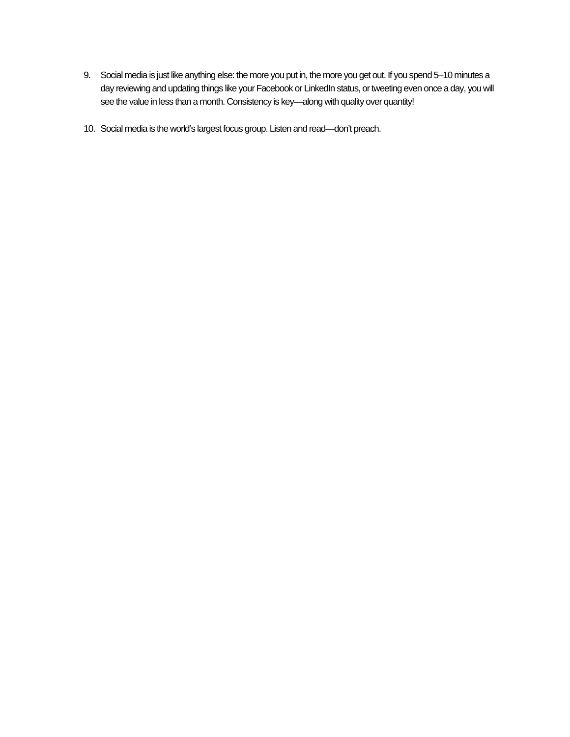9. Social media is just like anything else: the more you put in, the more you get out. If you spend 5–10 minutes a day reviewing and updating things like your Facebook or LinkedIn status, or tweeting even once a day, you will see the value in less than a month. Consistency is key—along with quality over quantity!

10. Social media is the world's largest focus group. Listen and read—don't preach.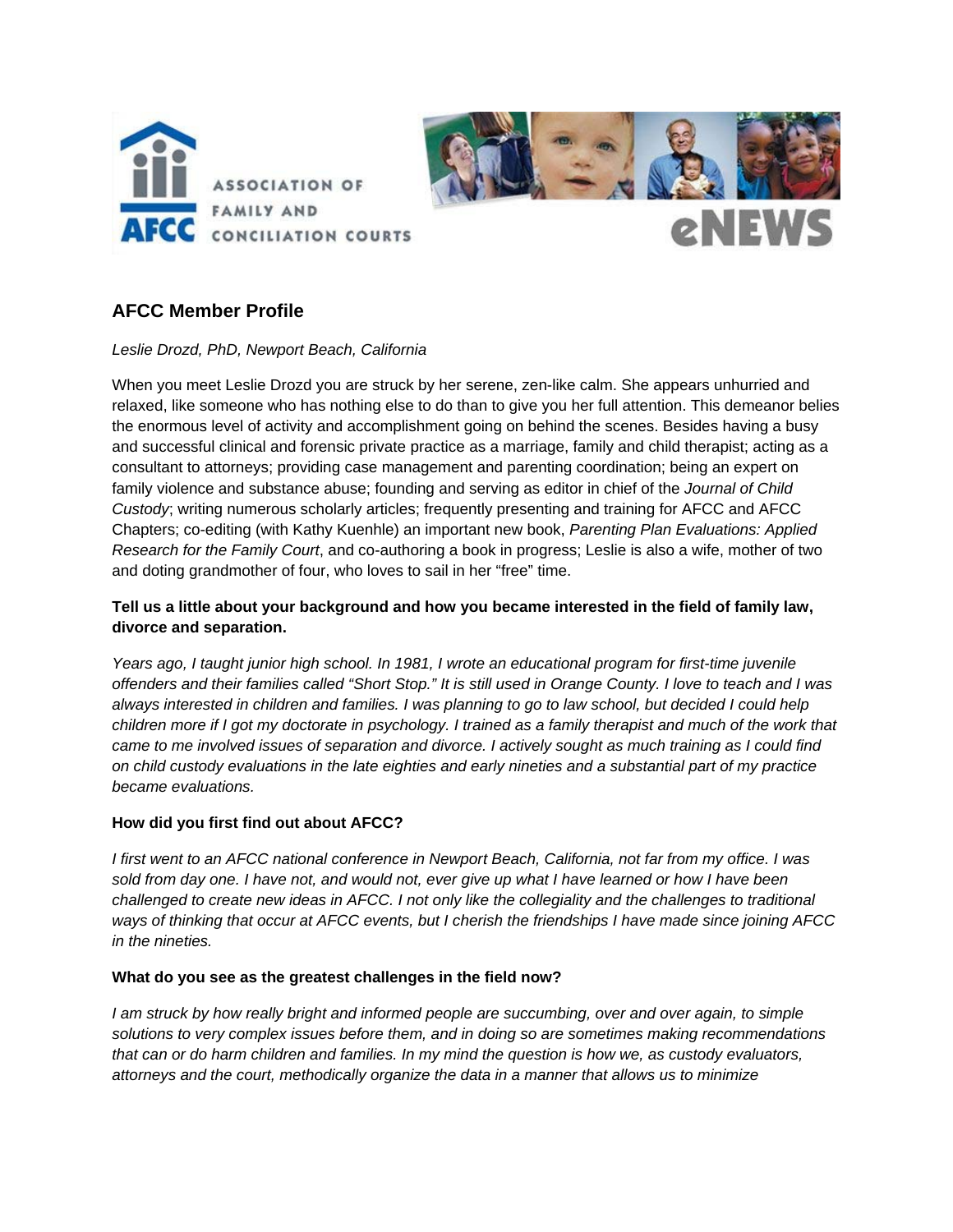## AFCC Member Profile

*Leslie Drozd, PhD, Newport Beach, California*

When you meet Leslie Drozd you are struck by her serene, zen-like calm. She appears unhurried and relaxed, like someone who has nothing else to do than to give you her full attention. This demeanor belies the enormous level of activity and accomplishment going on behind the scenes. Besides having a busy and successful clinical and forensic private practice as a marriage, family and child therapist; acting as a consultant to attorneys; providing case management and parenting coordination; being an expert on family violence and substance abuse; founding and serving as editor in chief of the *Journal of Child Custody*; writing numerous scholarly articles; frequently presenting and training for AFCC and AFCC Chapters; co-editing (with Kathy Kuenhle) an important new book, *Parenting Plan Evaluations: Applied Research for the Family Court*, and co-authoring a book in progress; Leslie is also a wife, mother of two and doting grandmother of four, who loves to sail in her "free" time.

**Tell us a little about your background and how you became interested in the field of family law, divorce and separation.**

*Years ago, I taught junior high school. In 1981, I wrote an educational program for first-time juvenile offenders and their families called "Short Stop." It is still used in Orange County. I love to teach and I was always interested in children and families. I was planning to go to law school, but decided I could help children more if I got my doctorate in psychology. I trained as a family therapist and much of the work that came to me involved issues of separation and divorce. I actively sought as much training as I could find on child custody evaluations in the late eighties and early nineties and a substantial part of my practice became evaluations.*

**How did you first find out about AFCC?**

*I first went to an AFCC national conference in Newport Beach, California, not far from my office. I was sold from day one. I have not, and would not, ever give up what I have learned or how I have been challenged to create new ideas in AFCC. I not only like the collegiality and the challenges to traditional ways of thinking that occur at AFCC events, but I cherish the friendships I have made since joining AFCC in the nineties.*

**What do you see as the greatest challenges in the field now?**

*I am struck by how really bright and informed people are succumbing, over and over again, to simple solutions to very complex issues before them, and in doing so are sometimes making recommendations that can or do harm children and families. In my mind the question is how we, as custody evaluators, attorneys and the court, methodically organize the data in a manner that allows us to minimize*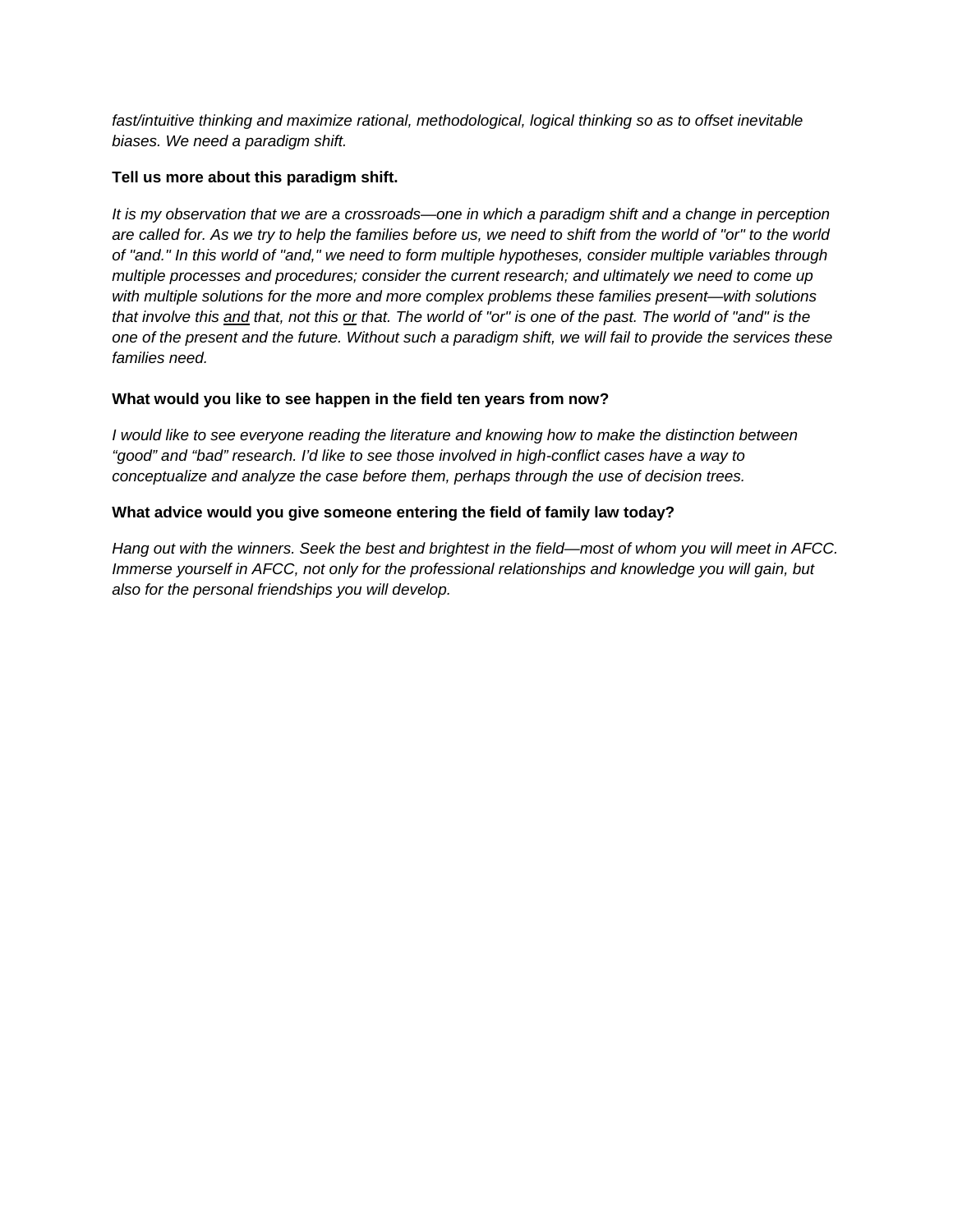*fast/intuitive thinking and maximize rational, methodological, logical thinking so as to offset inevitable biases. We need a paradigm shift.*

**Tell us more about this paradigm shift.**

*It is my observation that we are a crossroads—one in which a paradigm shift and a change in perception are called for. As we try to help the families before us, we need to shift from the world of "or" to the world of "and." In this world of "and," we need to form multiple hypotheses, consider multiple variables through multiple processes and procedures; consider the current research; and ultimately we need to come up with multiple solutions for the more and more complex problems these families present—with solutions that involve this <u>and</u> that, not this <u>or</u> that. The world of "or" is one of the past. The world of "and" is the one of the present and the future. Without such a paradigm shift, we will fail to provide the services these families need.*

**What would you like to see happen in the field ten years from now?**

*I would like to see everyone reading the literature and knowing how to make the distinction between "good" and "bad" research. I'd like to see those involved in high-conflict cases have a way to conceptualize and analyze the case before them, perhaps through the use of decision trees.*

**What advice would you give someone entering the field of family law today?**

*Hang out with the winners. Seek the best and brightest in the field—most of whom you will meet in AFCC. Immerse yourself in AFCC, not only for the professional relationships and knowledge you will gain, but also for the personal friendships you will develop.*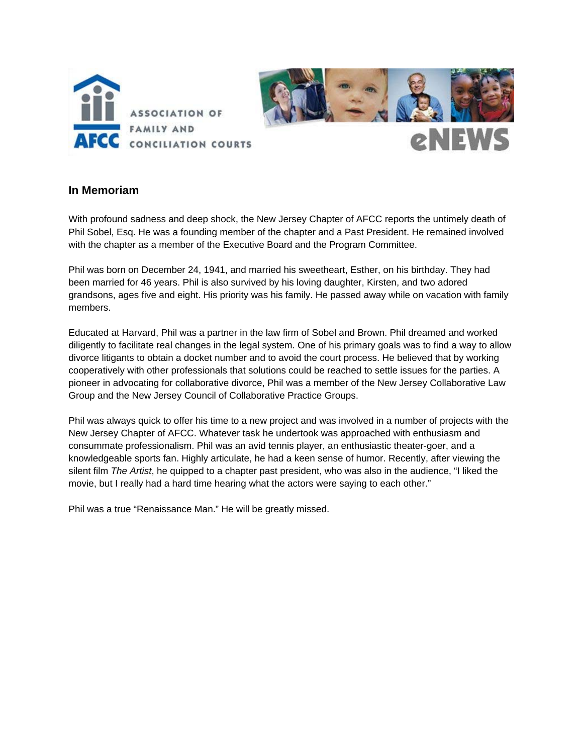ASSOCIATION OF FAMILY AND CONCILIATION COURTS

AFCC

eNEWS

## In Memoriam

With profound sadness and deep shock, the New Jersey Chapter of AFCC reports the untimely death of Phil Sobel, Esq. He was a founding member of the chapter and a Past President. He remained involved with the chapter as a member of the Executive Board and the Program Committee.

Phil was born on December 24, 1941, and married his sweetheart, Esther, on his birthday. They had been married for 46 years. Phil is also survived by his loving daughter, Kirsten, and two adored grandsons, ages five and eight. His priority was his family. He passed away while on vacation with family members.

Educated at Harvard, Phil was a partner in the law firm of Sobel and Brown. Phil dreamed and worked diligently to facilitate real changes in the legal system. One of his primary goals was to find a way to allow divorce litigants to obtain a docket number and to avoid the court process. He believed that by working cooperatively with other professionals that solutions could be reached to settle issues for the parties. A pioneer in advocating for collaborative divorce, Phil was a member of the New Jersey Collaborative Law Group and the New Jersey Council of Collaborative Practice Groups.

Phil was always quick to offer his time to a new project and was involved in a number of projects with the New Jersey Chapter of AFCC. Whatever task he undertook was approached with enthusiasm and consummate professionalism. Phil was an avid tennis player, an enthusiastic theater-goer, and a knowledgeable sports fan. Highly articulate, he had a keen sense of humor. Recently, after viewing the silent film *The Artist*, he quipped to a chapter past president, who was also in the audience, “I liked the movie, but I really had a hard time hearing what the actors were saying to each other.”

Phil was a true “Renaissance Man.” He will be greatly missed.